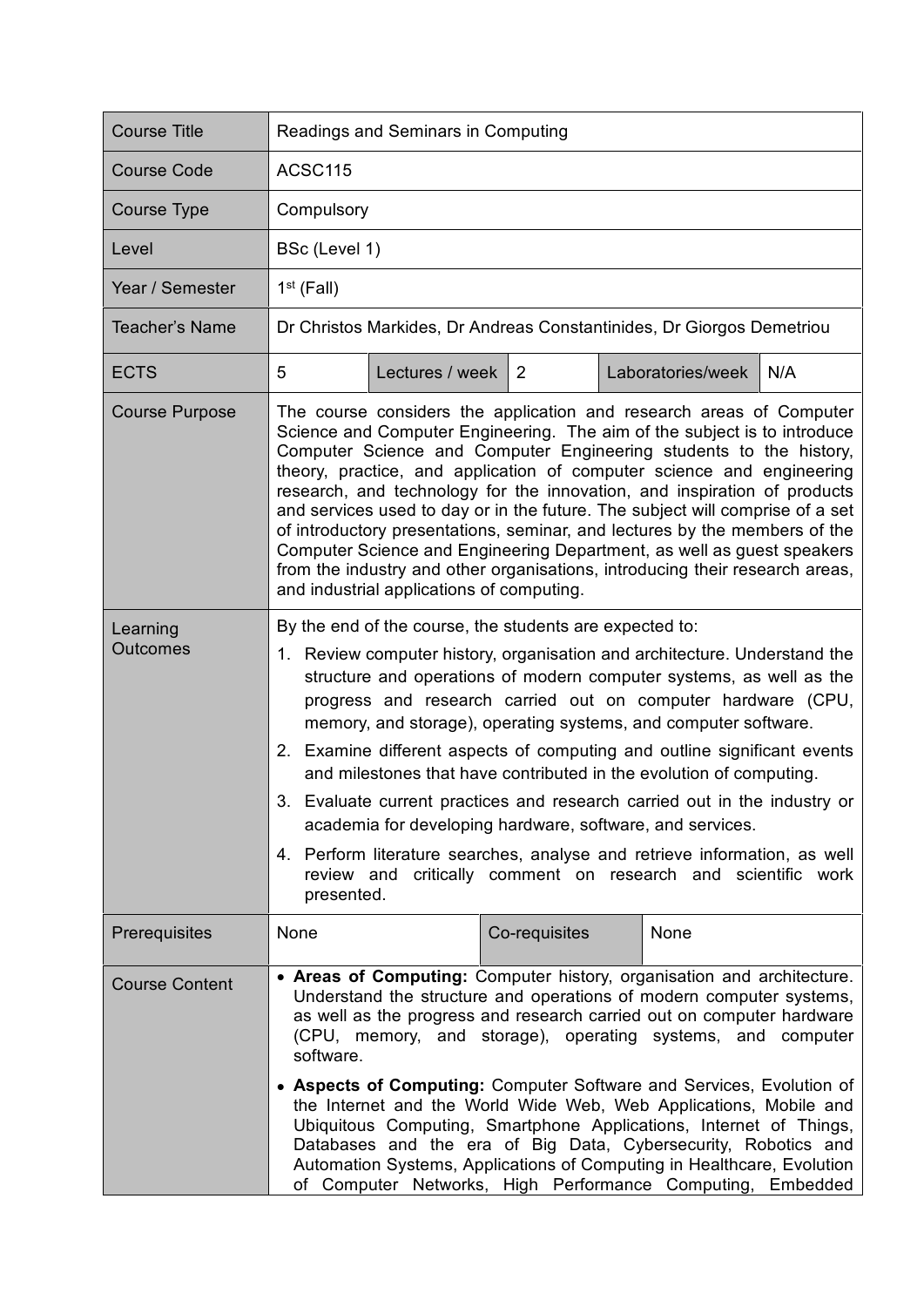| | | | | | |
|---|---|---|---|---|---|
| Course Title | Readings and Seminars in Computing | | | | |
| Course Code | ACSC115 | | | | |
| Course Type | Compulsory | | | | |
| Level | BSc (Level 1) | | | | |
| Year / Semester | 1st (Fall) | | | | |
| Teacher's Name | Dr Christos Markides, Dr Andreas Constantinides, Dr Giorgos Demetriou | | | | |
| ECTS | 5 | Lectures / week | 2 | Laboratories/week | N/A |
| Course Purpose | The course considers the application and research areas of Computer Science and Computer Engineering. The aim of the subject is to introduce Computer Science and Computer Engineering students to the history, theory, practice, and application of computer science and engineering research, and technology for the innovation, and inspiration of products and services used to day or in the future. The subject will comprise of a set of introductory presentations, seminar, and lectures by the members of the Computer Science and Engineering Department, as well as guest speakers from the industry and other organisations, introducing their research areas, and industrial applications of computing. | | | | |
| Learning Outcomes | By the end of the course, the students are expected to:<br>1. Review computer history, organisation and architecture. Understand the structure and operations of modern computer systems, as well as the progress and research carried out on computer hardware (CPU, memory, and storage), operating systems, and computer software.<br>2. Examine different aspects of computing and outline significant events and milestones that have contributed in the evolution of computing.<br>3. Evaluate current practices and research carried out in the industry or academia for developing hardware, software, and services.<br>4. Perform literature searches, analyse and retrieve information, as well review and critically comment on research and scientific work presented. | | | | |
| Prerequisites | None | | Co-requisites | None | |
| Course Content | • **Areas of Computing:** Computer history, organisation and architecture. Understand the structure and operations of modern computer systems, as well as the progress and research carried out on computer hardware (CPU, memory, and storage), operating systems, and computer software.<br>• **Aspects of Computing:** Computer Software and Services, Evolution of the Internet and the World Wide Web, Web Applications, Mobile and Ubiquitous Computing, Smartphone Applications, Internet of Things, Databases and the era of Big Data, Cybersecurity, Robotics and Automation Systems, Applications of Computing in Healthcare, Evolution of Computer Networks, High Performance Computing, Embedded | | | | |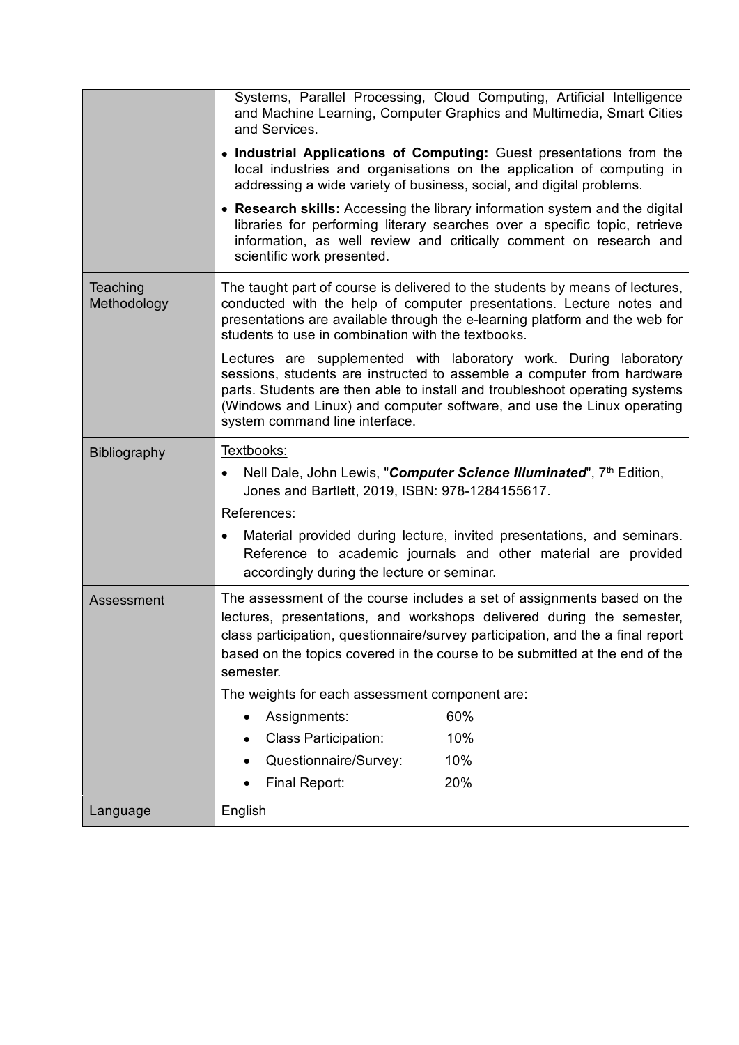| | |
|---|---|
| | Systems, Parallel Processing, Cloud Computing, Artificial Intelligence and Machine Learning, Computer Graphics and Multimedia, Smart Cities and Services.<br>• **Industrial Applications of Computing:** Guest presentations from the local industries and organisations on the application of computing in addressing a wide variety of business, social, and digital problems.<br>• **Research skills:** Accessing the library information system and the digital libraries for performing literary searches over a specific topic, retrieve information, as well review and critically comment on research and scientific work presented. |
| Teaching Methodology | The taught part of course is delivered to the students by means of lectures, conducted with the help of computer presentations. Lecture notes and presentations are available through the e-learning platform and the web for students to use in combination with the textbooks.<br>Lectures are supplemented with laboratory work. During laboratory sessions, students are instructed to assemble a computer from hardware parts. Students are then able to install and troubleshoot operating systems (Windows and Linux) and computer software, and use the Linux operating system command line interface. |
| Bibliography | Textbooks:<br>• Nell Dale, John Lewis, "***Computer Science Illuminated***", 7th Edition, Jones and Bartlett, 2019, ISBN: 978-1284155617.<br>References:<br>• Material provided during lecture, invited presentations, and seminars. Reference to academic journals and other material are provided accordingly during the lecture or seminar. |
| Assessment | The assessment of the course includes a set of assignments based on the lectures, presentations, and workshops delivered during the semester, class participation, questionnaire/survey participation, and the a final report based on the topics covered in the course to be submitted at the end of the semester.<br>The weights for each assessment component are:<br>• Assignments: 60%<br>• Class Participation: 10%<br>• Questionnaire/Survey: 10%<br>• Final Report: 20% |
| Language | English |